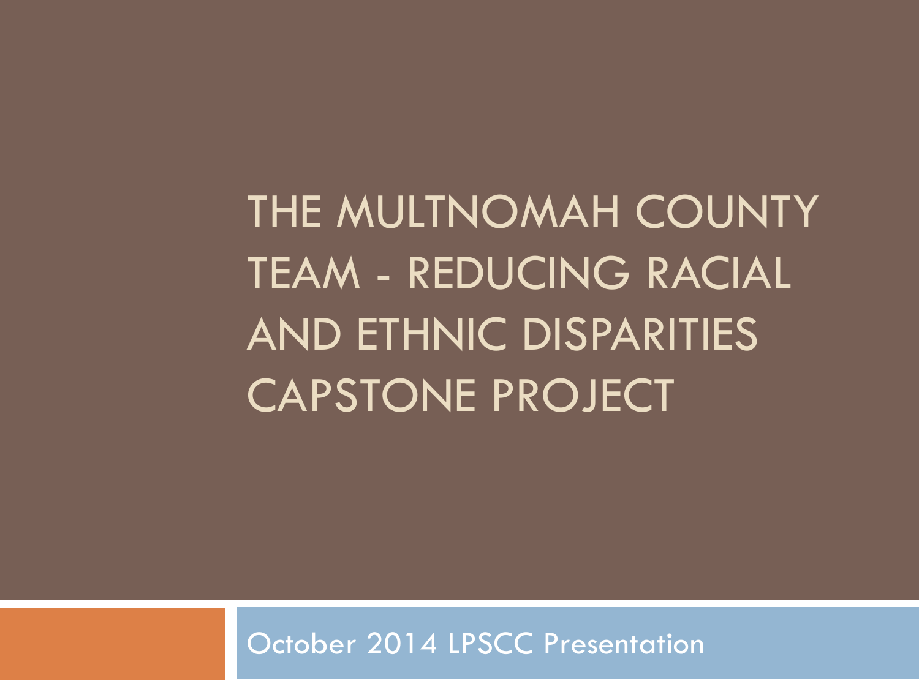# THE MULTNOMAH COUNTY TEAM - REDUCING RACIAL AND ETHNIC DISPARITIES CAPSTONE PROJECT

October 2014 LPSCC Presentation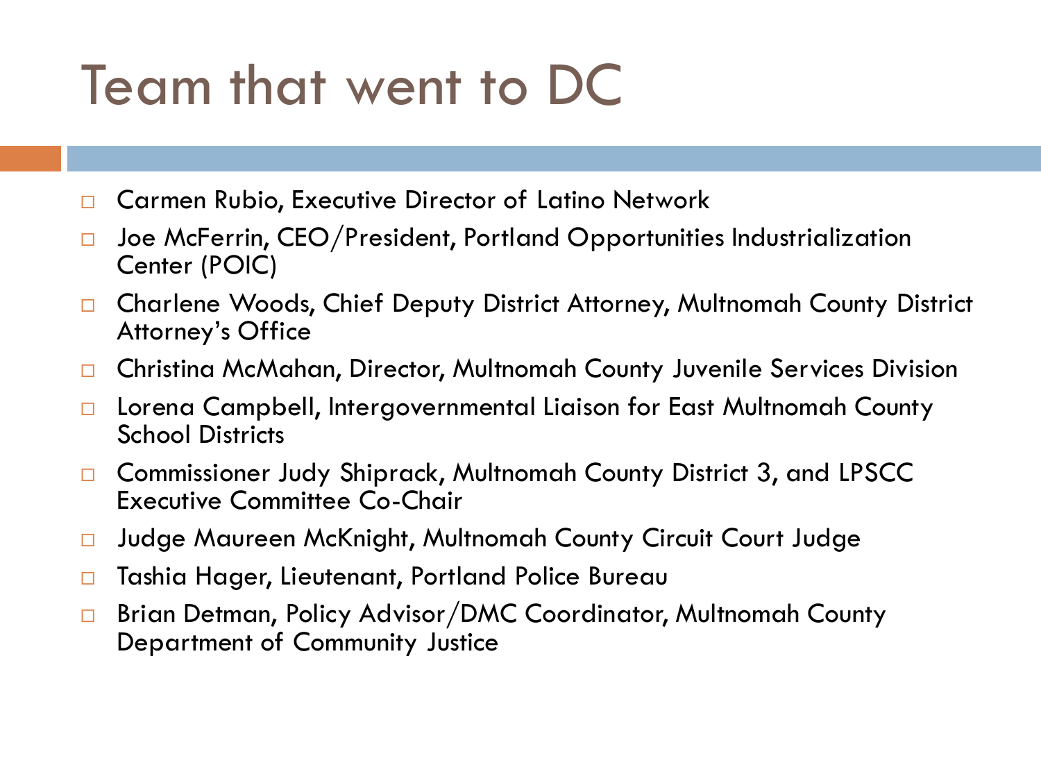# Team that went to DC

- Carmen Rubio, Executive Director of Latino Network
- Joe McFerrin, CEO/President, Portland Opportunities Industrialization Center (POIC)
- Charlene Woods, Chief Deputy District Attorney, Multnomah County District Attorney's Office
- Christina McMahan, Director, Multnomah County Juvenile Services Division
- Lorena Campbell, Intergovernmental Liaison for East Multnomah County School Districts
- Commissioner Judy Shiprack, Multnomah County District 3, and LPSCC Executive Committee Co-Chair
- Judge Maureen McKnight, Multnomah County Circuit Court Judge
- Tashia Hager, Lieutenant, Portland Police Bureau
- Brian Detman, Policy Advisor/DMC Coordinator, Multnomah County Department of Community Justice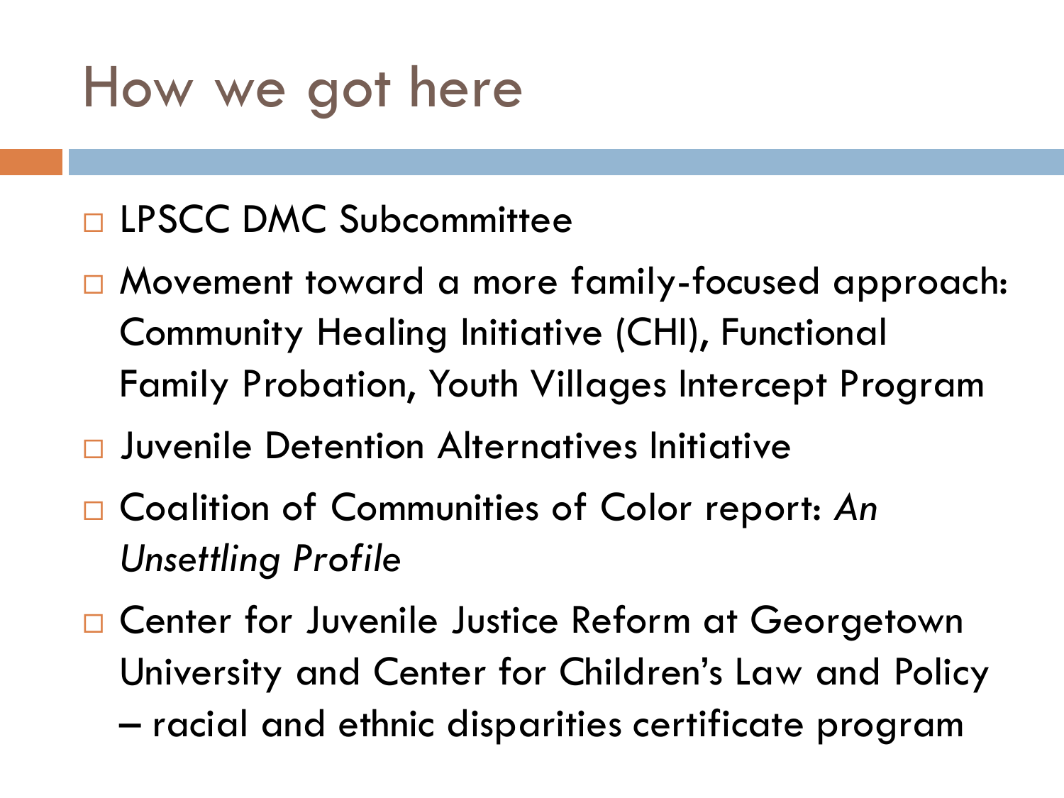# How we got here

- LPSCC DMC Subcommittee
- Movement toward a more family-focused approach: Community Healing Initiative (CHI), Functional Family Probation, Youth Villages Intercept Program
- Juvenile Detention Alternatives Initiative
- Coalition of Communities of Color report: *An Unsettling Profile*
- Center for Juvenile Justice Reform at Georgetown University and Center for Children's Law and Policy – racial and ethnic disparities certificate program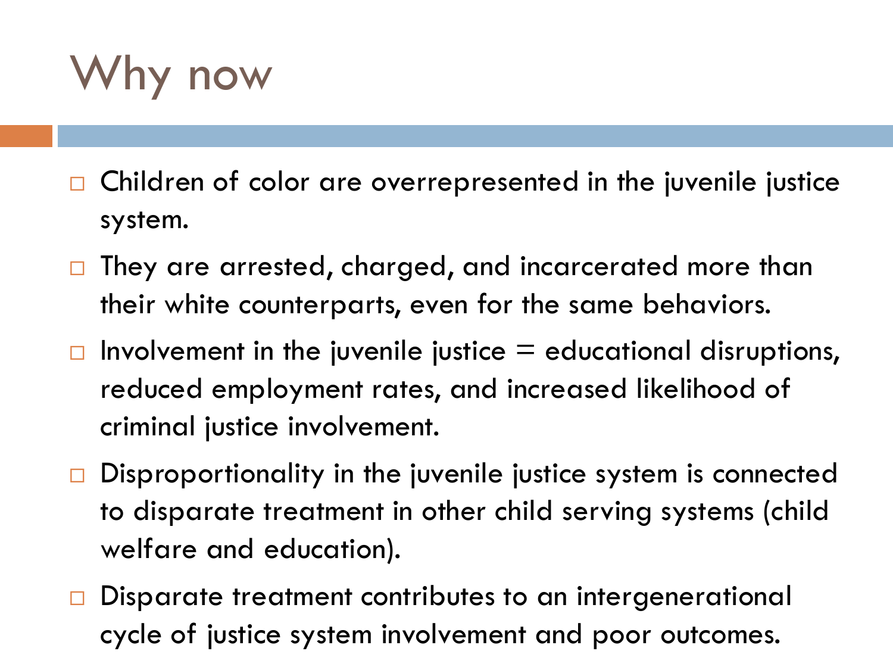# Why now

- Children of color are overrepresented in the juvenile justice system.
- They are arrested, charged, and incarcerated more than their white counterparts, even for the same behaviors.
- Involvement in the juvenile justice = educational disruptions, reduced employment rates, and increased likelihood of criminal justice involvement.
- Disproportionality in the juvenile justice system is connected to disparate treatment in other child serving systems (child welfare and education).
- Disparate treatment contributes to an intergenerational cycle of justice system involvement and poor outcomes.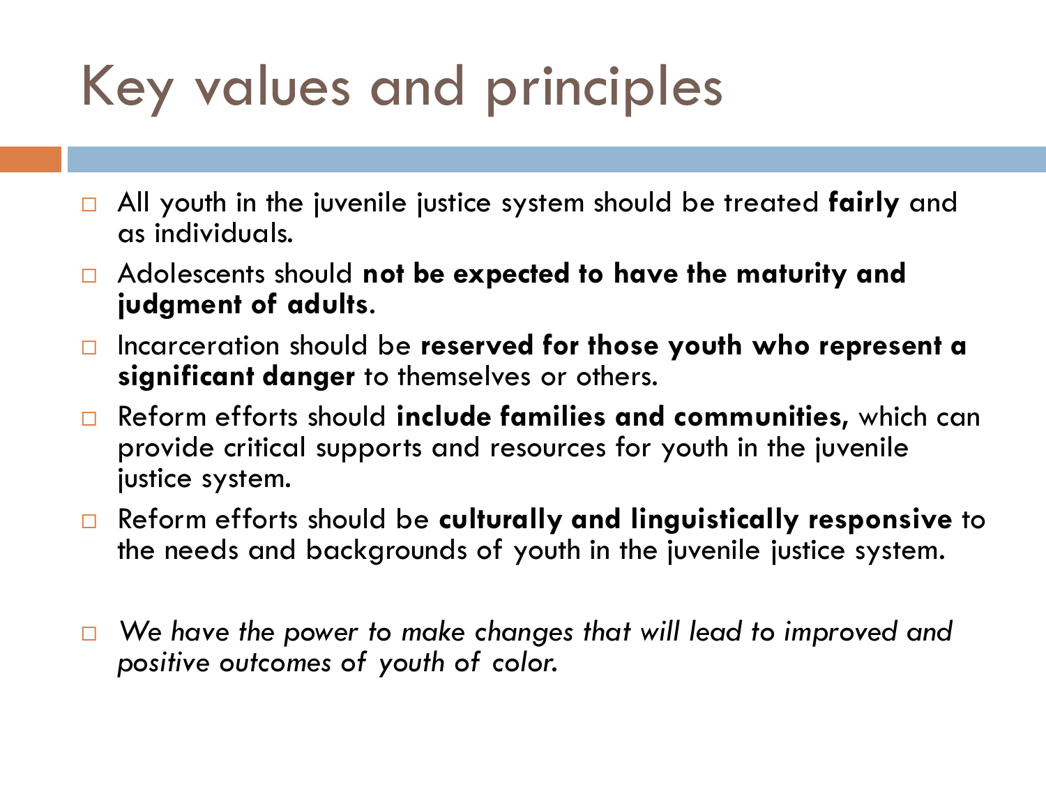# Key values and principles

- All youth in the juvenile justice system should be treated **fairly** and as individuals.
- Adolescents should **not be expected to have the maturity and judgment of adults**.
- Incarceration should be **reserved for those youth who represent a significant danger** to themselves or others.
- Reform efforts should **include families and communities,** which can provide critical supports and resources for youth in the juvenile justice system.
- Reform efforts should be **culturally and linguistically responsive** to the needs and backgrounds of youth in the juvenile justice system.

- *We have the power to make changes that will lead to improved and positive outcomes of youth of color.*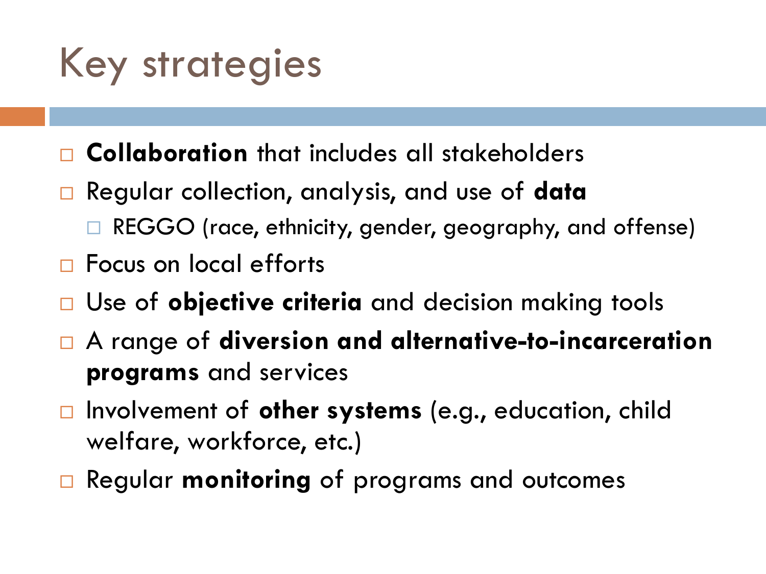# Key strategies

- **Collaboration** that includes all stakeholders
- Regular collection, analysis, and use of **data**
  - REGGO (race, ethnicity, gender, geography, and offense)
- Focus on local efforts
- Use of **objective criteria** and decision making tools
- A range of **diversion and alternative-to-incarceration programs** and services
- Involvement of **other systems** (e.g., education, child welfare, workforce, etc.)
- Regular **monitoring** of programs and outcomes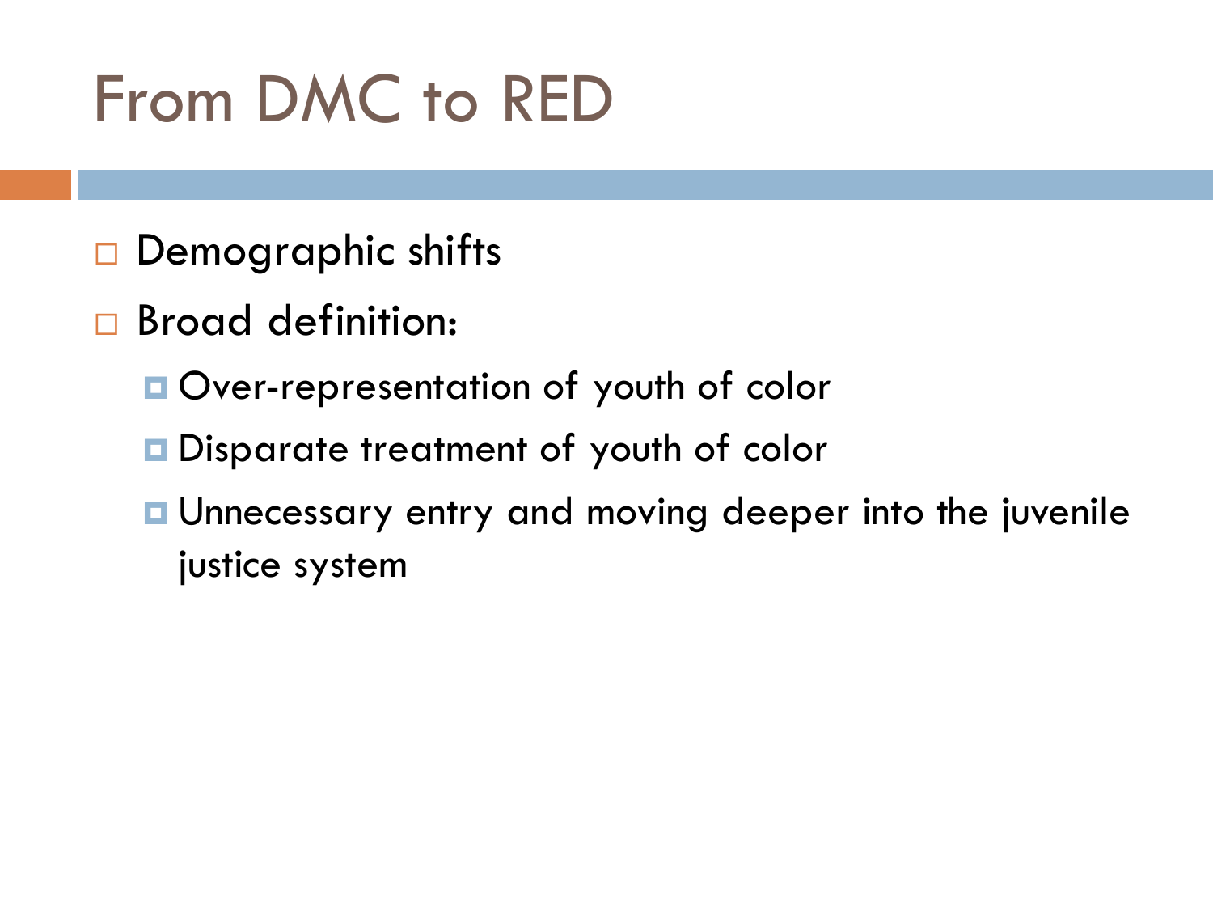# From DMC to RED

- Demographic shifts
- Broad definition:
  - Over-representation of youth of color
  - Disparate treatment of youth of color
  - Unnecessary entry and moving deeper into the juvenile justice system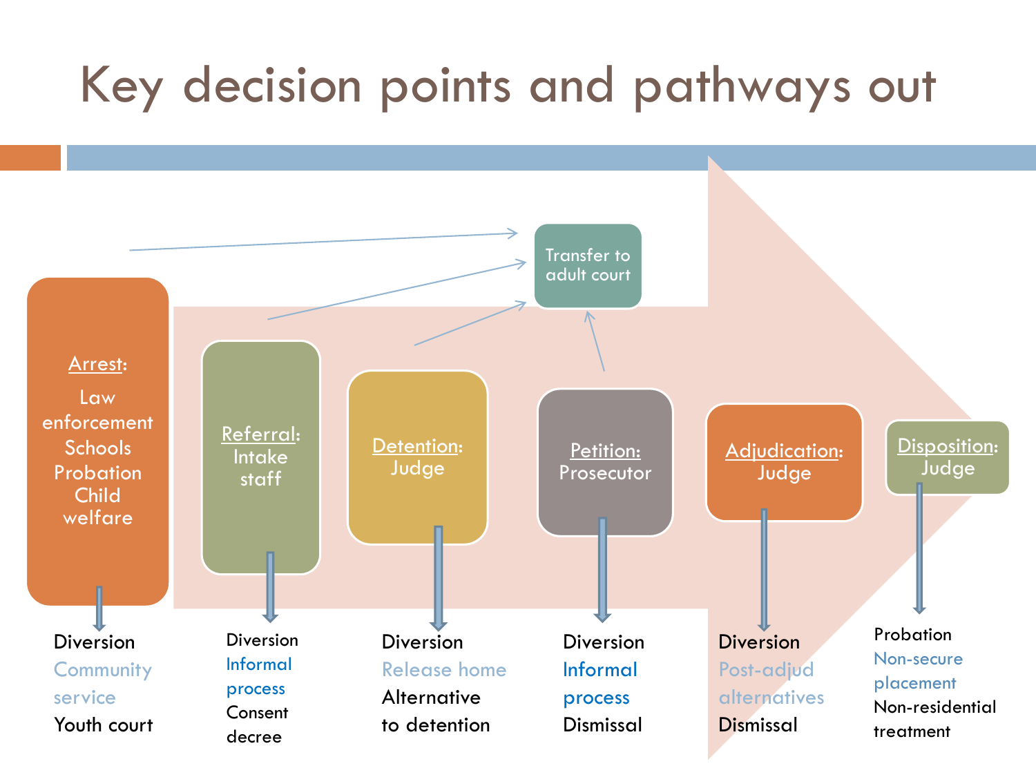# Key decision points and pathways out

Transfer to adult court

| Decision point | Decision maker | Pathways out |
| --- | --- | --- |
| Arrest | Law enforcement, Schools, Probation, Child welfare | Diversion, Community service, Youth court |
| Referral | Intake staff | Diversion, Informal process, Consent decree |
| Detention | Judge | Diversion, Release home, Alternative to detention |
| Petition | Prosecutor | Diversion, Informal process, Dismissal |
| Adjudication | Judge | Diversion, Post-adjud alternatives, Dismissal |
| Disposition | Judge | Probation, Non-secure placement, Non-residential treatment |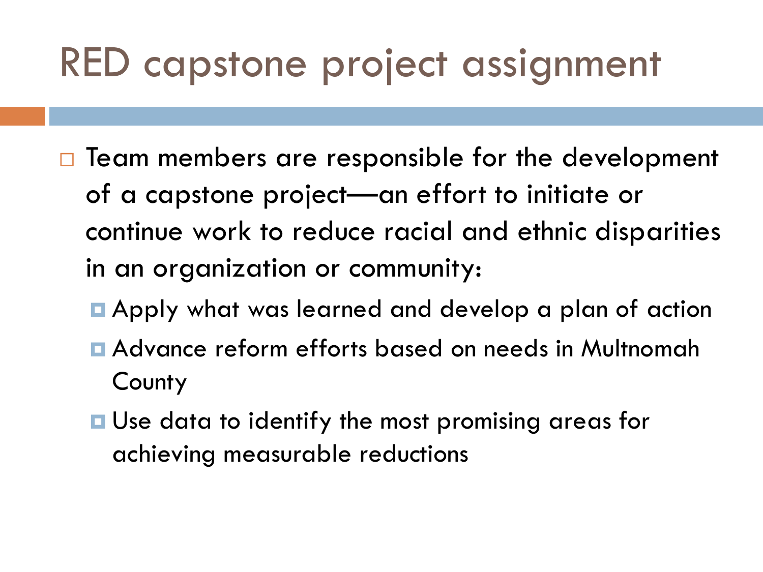# RED capstone project assignment

- Team members are responsible for the development of a capstone project—an effort to initiate or continue work to reduce racial and ethnic disparities in an organization or community:
  - Apply what was learned and develop a plan of action
  - Advance reform efforts based on needs in Multnomah County
  - Use data to identify the most promising areas for achieving measurable reductions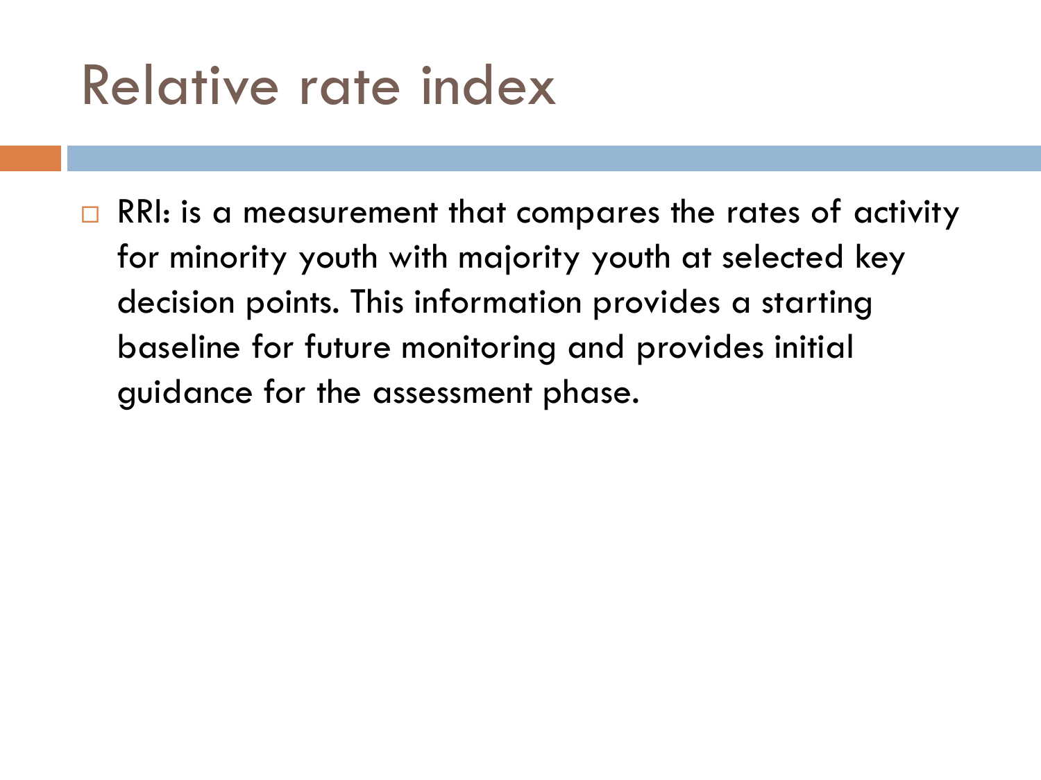# Relative rate index

- RRI: is a measurement that compares the rates of activity for minority youth with majority youth at selected key decision points. This information provides a starting baseline for future monitoring and provides initial guidance for the assessment phase.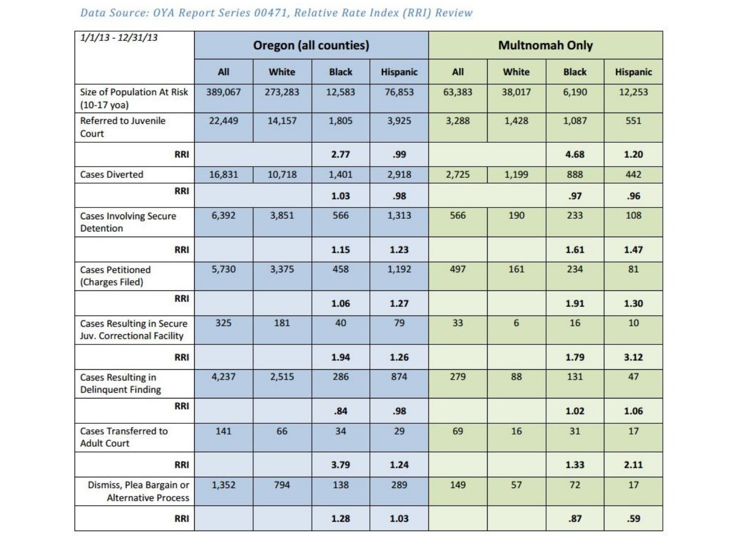*Data Source: OYA Report Series 00471, Relative Rate Index (RRI) Review*

| 1/1/13 - 12/31/13 | Oregon (all counties) | | | | Multnomah Only | | | |
|---|---|---|---|---|---|---|---|---|
| | **All** | **White** | **Black** | **Hispanic** | **All** | **White** | **Black** | **Hispanic** |
| Size of Population At Risk (10-17 yoa) | 389,067 | 273,283 | 12,583 | 76,853 | 63,383 | 38,017 | 6,190 | 12,253 |
| Referred to Juvenile Court | 22,449 | 14,157 | 1,805 | 3,925 | 3,288 | 1,428 | 1,087 | 551 |
| **RRI** | | | **2.77** | **.99** | | | **4.68** | **1.20** |
| Cases Diverted | 16,831 | 10,718 | 1,401 | 2,918 | 2,725 | 1,199 | 888 | 442 |
| **RRI** | | | **1.03** | **.98** | | | **.97** | **.96** |
| Cases Involving Secure Detention | 6,392 | 3,851 | 566 | 1,313 | 566 | 190 | 233 | 108 |
| **RRI** | | | **1.15** | **1.23** | | | **1.61** | **1.47** |
| Cases Petitioned (Charges Filed) | 5,730 | 3,375 | 458 | 1,192 | 497 | 161 | 234 | 81 |
| **RRI** | | | **1.06** | **1.27** | | | **1.91** | **1.30** |
| Cases Resulting in Secure Juv. Correctional Facility | 325 | 181 | 40 | 79 | 33 | 6 | 16 | 10 |
| **RRI** | | | **1.94** | **1.26** | | | **1.79** | **3.12** |
| Cases Resulting in Delinquent Finding | 4,237 | 2,515 | 286 | 874 | 279 | 88 | 131 | 47 |
| **RRI** | | | **.84** | **.98** | | | **1.02** | **1.06** |
| Cases Transferred to Adult Court | 141 | 66 | 34 | 29 | 69 | 16 | 31 | 17 |
| **RRI** | | | **3.79** | **1.24** | | | **1.33** | **2.11** |
| Dismiss, Plea Bargain or Alternative Process | 1,352 | 794 | 138 | 289 | 149 | 57 | 72 | 17 |
| **RRI** | | | **1.28** | **1.03** | | | **.87** | **.59** |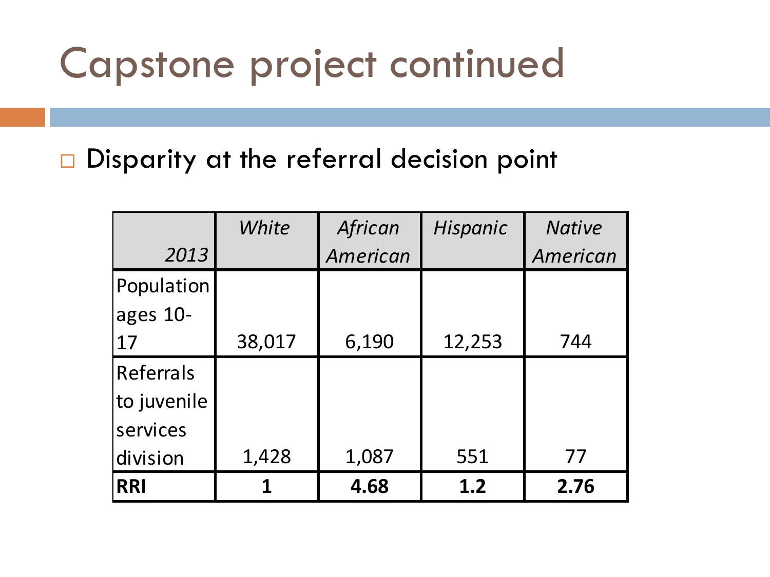# Capstone project continued

- Disparity at the referral decision point

| *2013* | *White* | *African American* | *Hispanic* | *Native American* |
|---|---|---|---|---|
| Population ages 10-17 | 38,017 | 6,190 | 12,253 | 744 |
| Referrals to juvenile services division | 1,428 | 1,087 | 551 | 77 |
| **RRI** | **1** | **4.68** | **1.2** | **2.76** |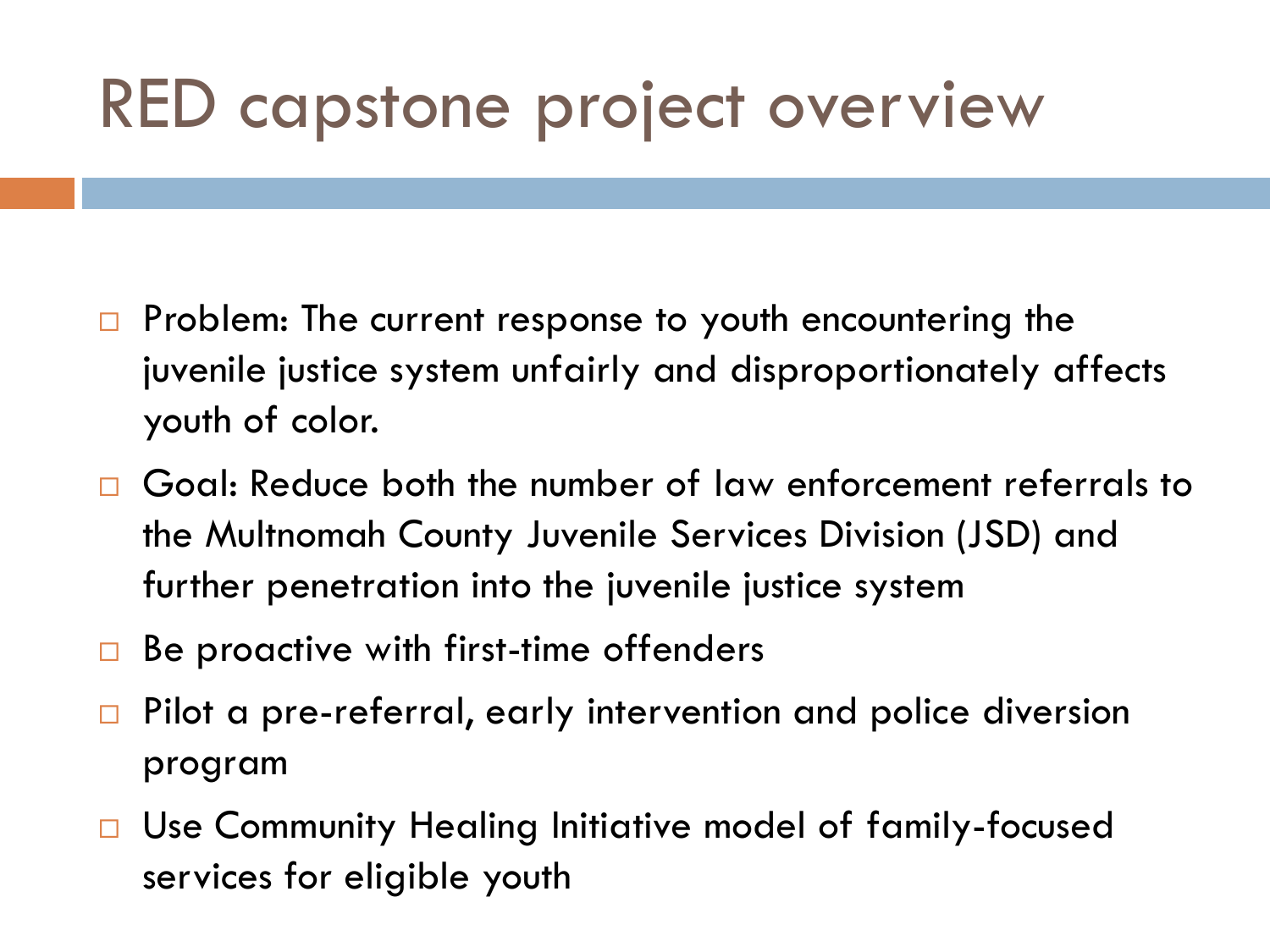# RED capstone project overview

- Problem: The current response to youth encountering the juvenile justice system unfairly and disproportionately affects youth of color.
- Goal: Reduce both the number of law enforcement referrals to the Multnomah County Juvenile Services Division (JSD) and further penetration into the juvenile justice system
- Be proactive with first-time offenders
- Pilot a pre-referral, early intervention and police diversion program
- Use Community Healing Initiative model of family-focused services for eligible youth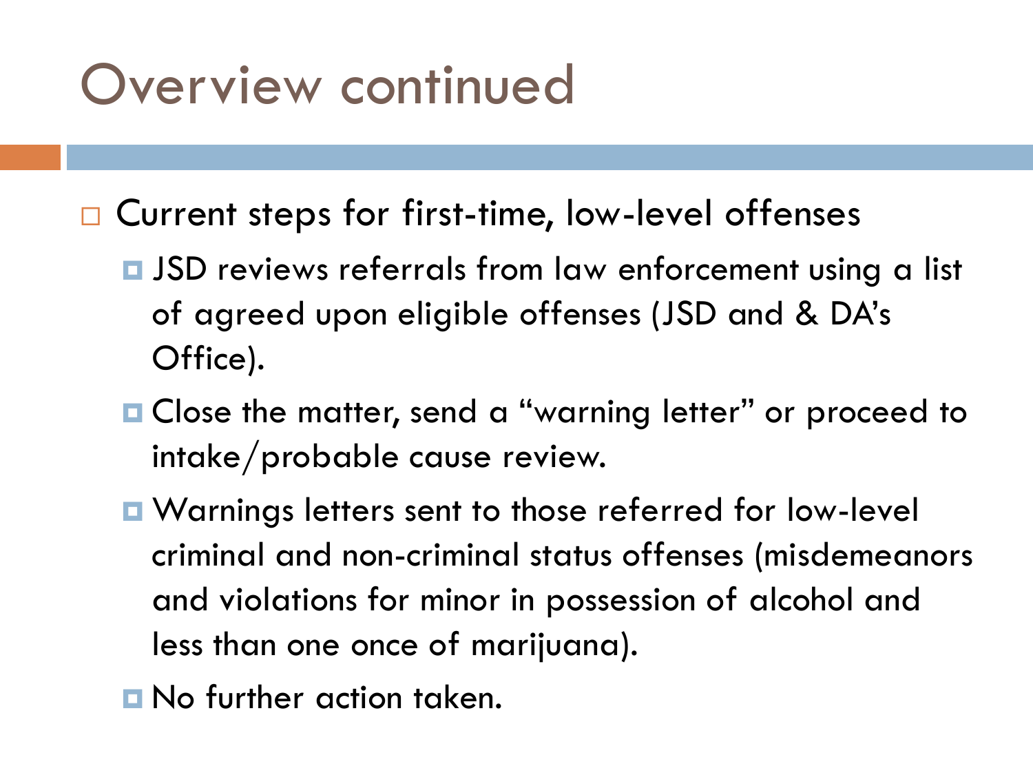# Overview continued

- Current steps for first-time, low-level offenses
  - JSD reviews referrals from law enforcement using a list of agreed upon eligible offenses (JSD and & DA's Office).
  - Close the matter, send a "warning letter" or proceed to intake/probable cause review.
  - Warnings letters sent to those referred for low-level criminal and non-criminal status offenses (misdemeanors and violations for minor in possession of alcohol and less than one once of marijuana).
  - No further action taken.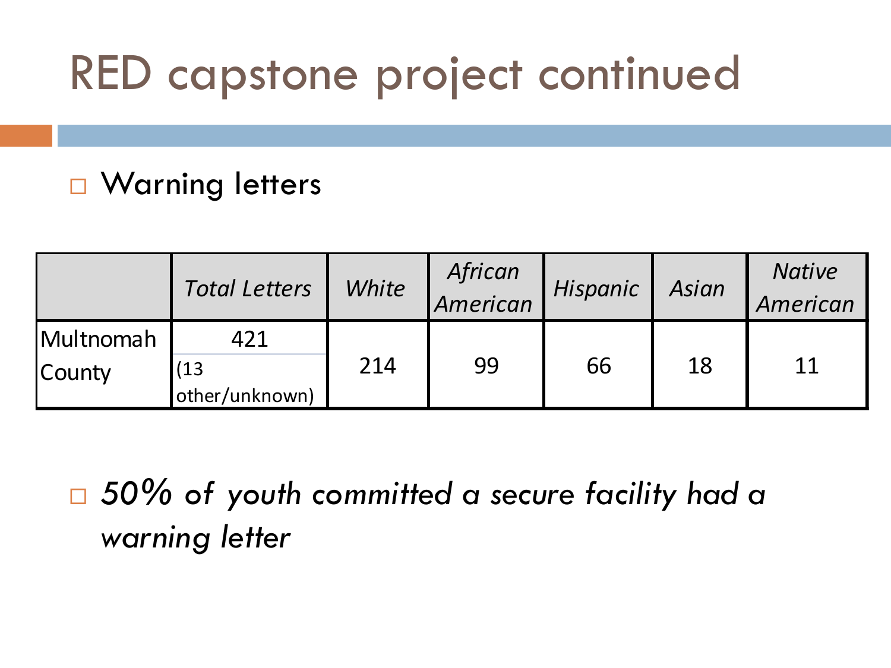# RED capstone project continued

- Warning letters

| | *Total Letters* | *White* | *African American* | *Hispanic* | *Asian* | *Native American* |
|---|---|---|---|---|---|---|
| Multnomah County | 421 (13 other/unknown) | 214 | 99 | 66 | 18 | 11 |

- *50% of youth committed a secure facility had a warning letter*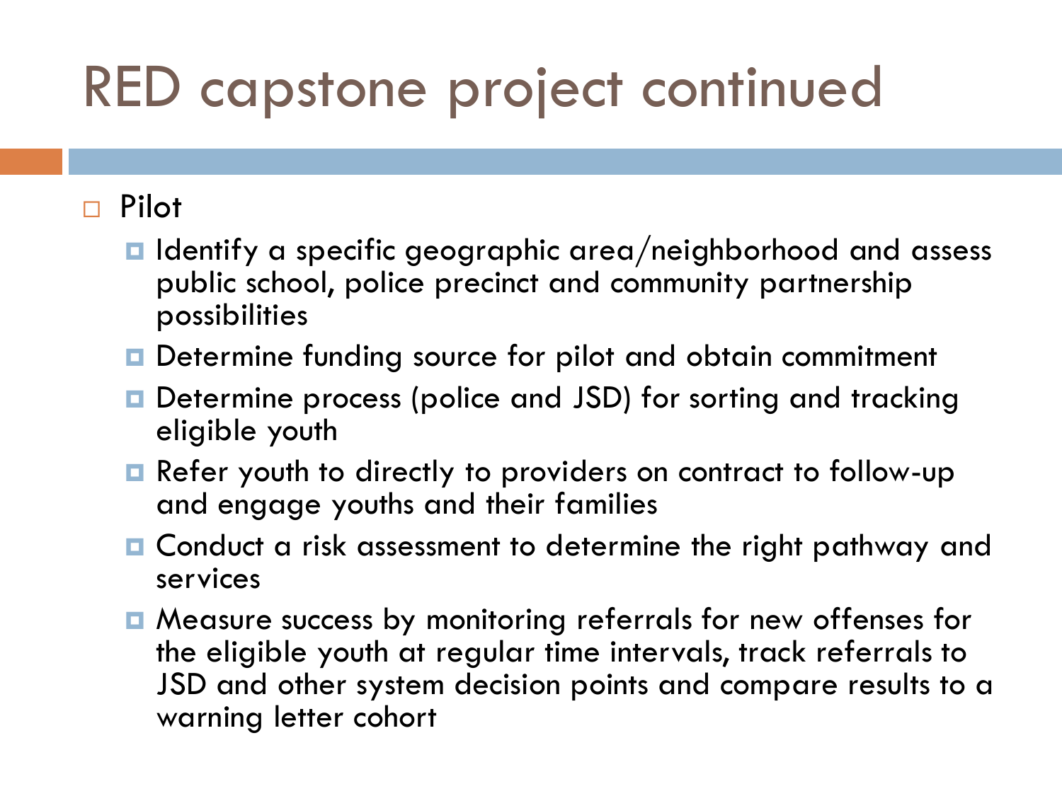# RED capstone project continued

- Pilot
  - Identify a specific geographic area/neighborhood and assess public school, police precinct and community partnership possibilities
  - Determine funding source for pilot and obtain commitment
  - Determine process (police and JSD) for sorting and tracking eligible youth
  - Refer youth to directly to providers on contract to follow-up and engage youths and their families
  - Conduct a risk assessment to determine the right pathway and services
  - Measure success by monitoring referrals for new offenses for the eligible youth at regular time intervals, track referrals to JSD and other system decision points and compare results to a warning letter cohort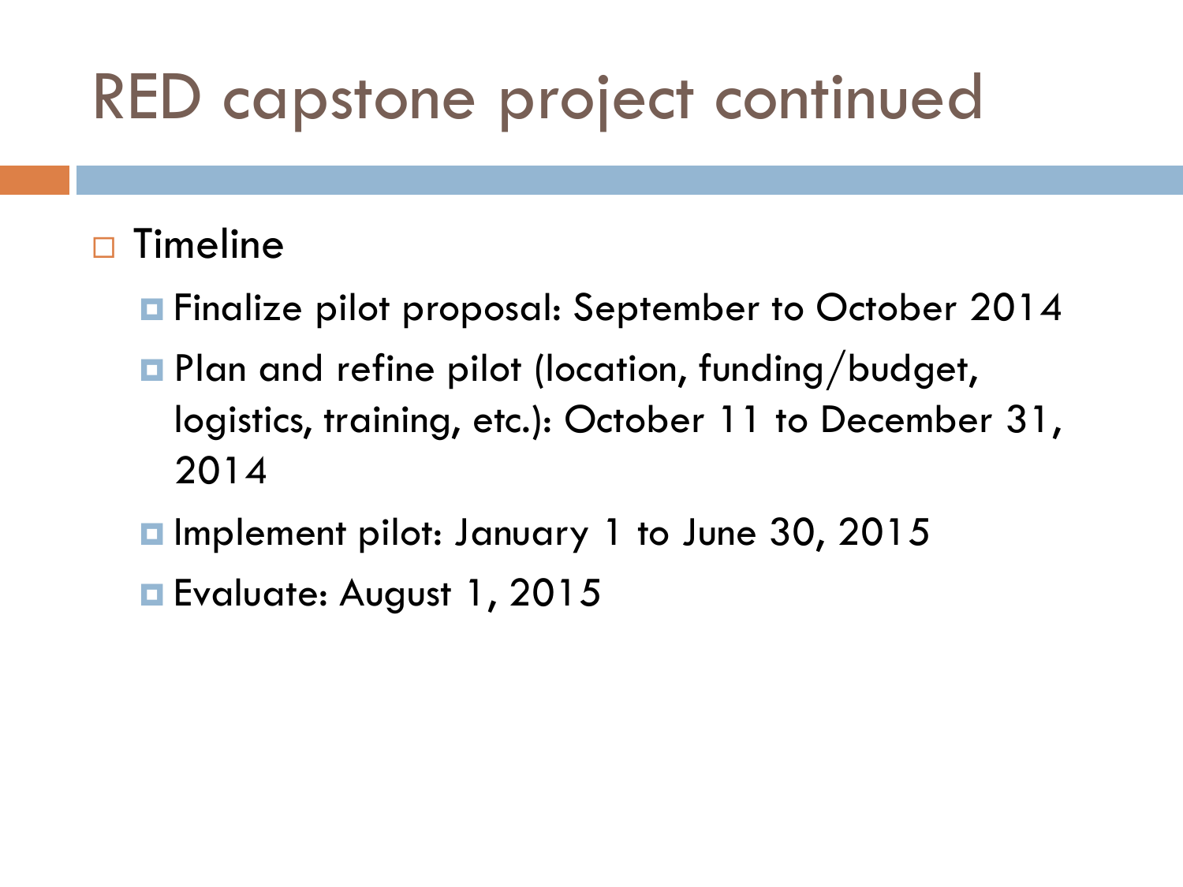# RED capstone project continued

- Timeline
  - Finalize pilot proposal: September to October 2014
  - Plan and refine pilot (location, funding/budget, logistics, training, etc.): October 11 to December 31, 2014
  - Implement pilot: January 1 to June 30, 2015
  - Evaluate: August 1, 2015